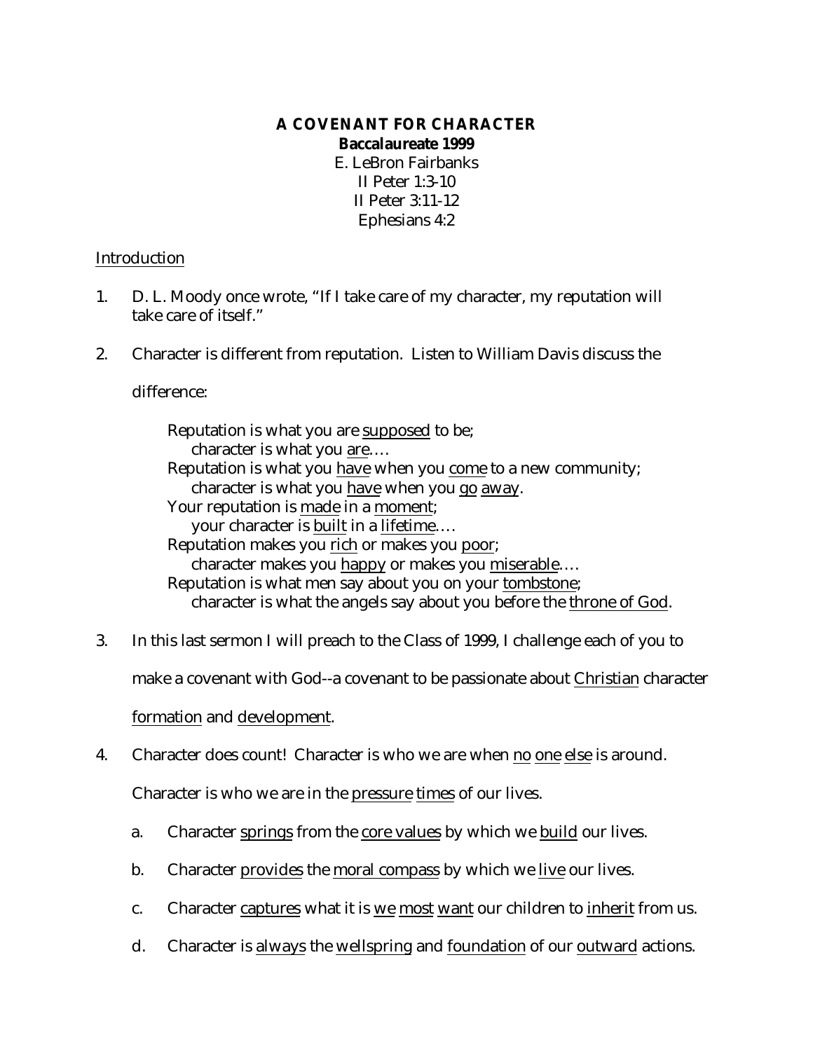# A COVENANT FOR CHARACTER

**Baccalaureate 1999**

E. LeBron Fairbanks

II Peter 1:3-10

II Peter 3:11-12

Ephesians 4:2

## Introduction

1. D. L. Moody once wrote, "If I take care of my character, my reputation will take care of itself."

2. Character is different from reputation. Listen to William Davis discuss the difference:

   > Reputation is what you are supposed to be;
   > &nbsp;&nbsp;&nbsp;&nbsp;character is what you are....
   > Reputation is what you have when you come to a new community;
   > &nbsp;&nbsp;&nbsp;&nbsp;character is what you have when you go away.
   > Your reputation is made in a moment;
   > &nbsp;&nbsp;&nbsp;&nbsp;your character is built in a lifetime....
   > Reputation makes you rich or makes you poor;
   > &nbsp;&nbsp;&nbsp;&nbsp;character makes you happy or makes you miserable....
   > Reputation is what men say about you on your tombstone;
   > &nbsp;&nbsp;&nbsp;&nbsp;character is what the angels say about you before the throne of God.

3. In this last sermon I will preach to the Class of 1999, I challenge each of you to make a covenant with God--a covenant to be passionate about Christian character formation and development.

4. Character does count! Character is who we are when no one else is around. Character is who we are in the pressure times of our lives.

   a. Character springs from the core values by which we build our lives.

   b. Character provides the moral compass by which we live our lives.

   c. Character captures what it is we most want our children to inherit from us.

   d. Character is always the wellspring and foundation of our outward actions.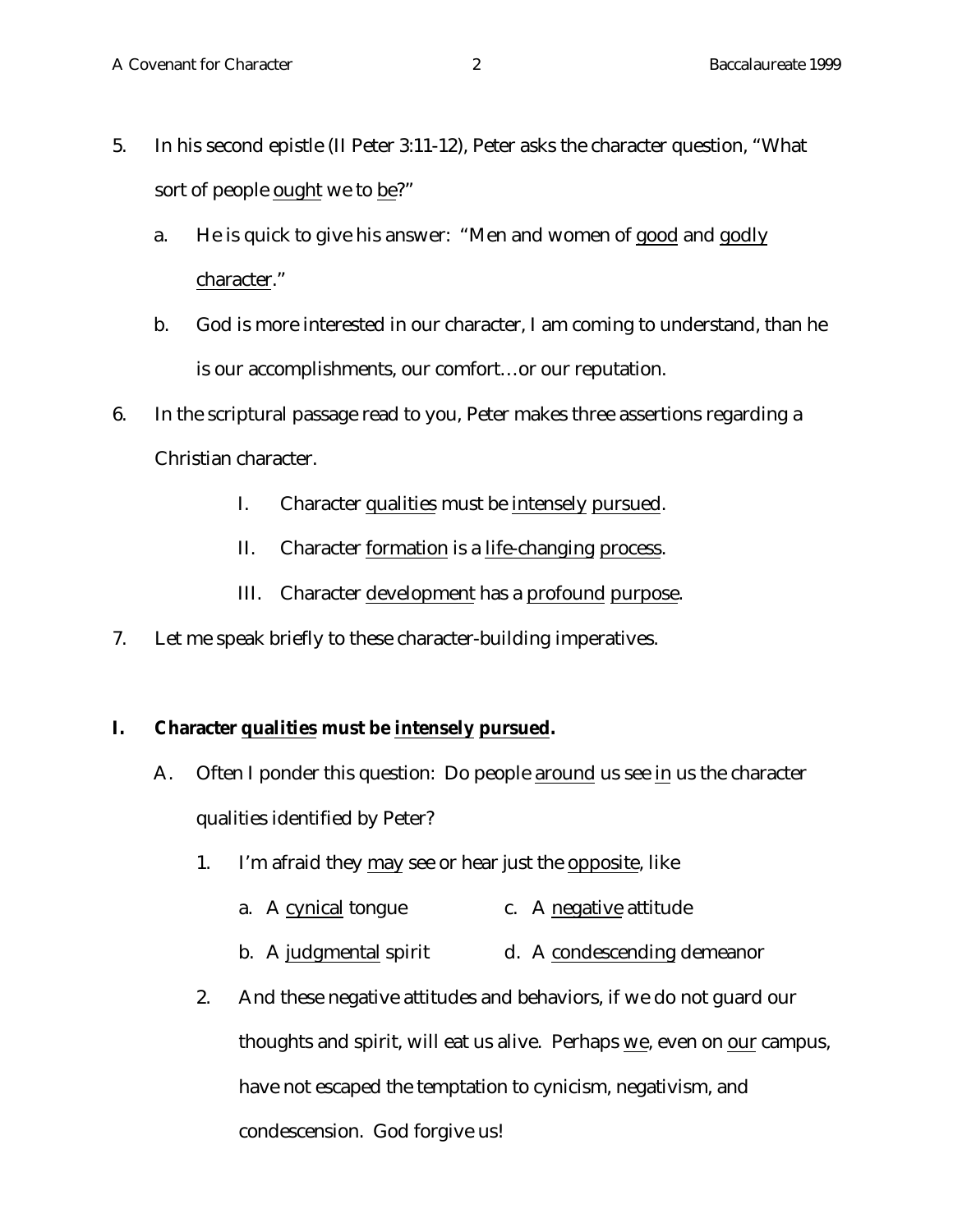5. In his second epistle (II Peter 3:11-12), Peter asks the character question, "What sort of people <u>ought</u> we to <u>be</u>?"

   a. He is quick to give his answer: "Men and women of <u>good</u> and <u>godly</u> <u>character</u>."

   b. God is more interested in our character, I am coming to understand, than he is our accomplishments, our comfort…or our reputation.

6. In the scriptural passage read to you, Peter makes three assertions regarding a Christian character.

   I. Character <u>qualities</u> must be <u>intensely</u> <u>pursued</u>.

   II. Character <u>formation</u> is a <u>life-changing</u> <u>process</u>.

   III. Character <u>development</u> has a <u>profound</u> <u>purpose</u>.

7. Let me speak briefly to these character-building imperatives.

## I. Character <u>qualities</u> must be <u>intensely</u> <u>pursued</u>.

A. Often I ponder this question: Do people <u>around</u> us see <u>in</u> us the character qualities identified by Peter?

   1. I'm afraid they <u>may</u> see or hear just the <u>opposite</u>, like

      a. A <u>cynical</u> tongue

      b. A <u>judgmental</u> spirit

      c. A <u>negative</u> attitude

      d. A <u>condescending</u> demeanor

   2. And these negative attitudes and behaviors, if we do not guard our thoughts and spirit, will eat us alive. Perhaps <u>we</u>, even on <u>our</u> campus, have not escaped the temptation to cynicism, negativism, and condescension. God forgive us!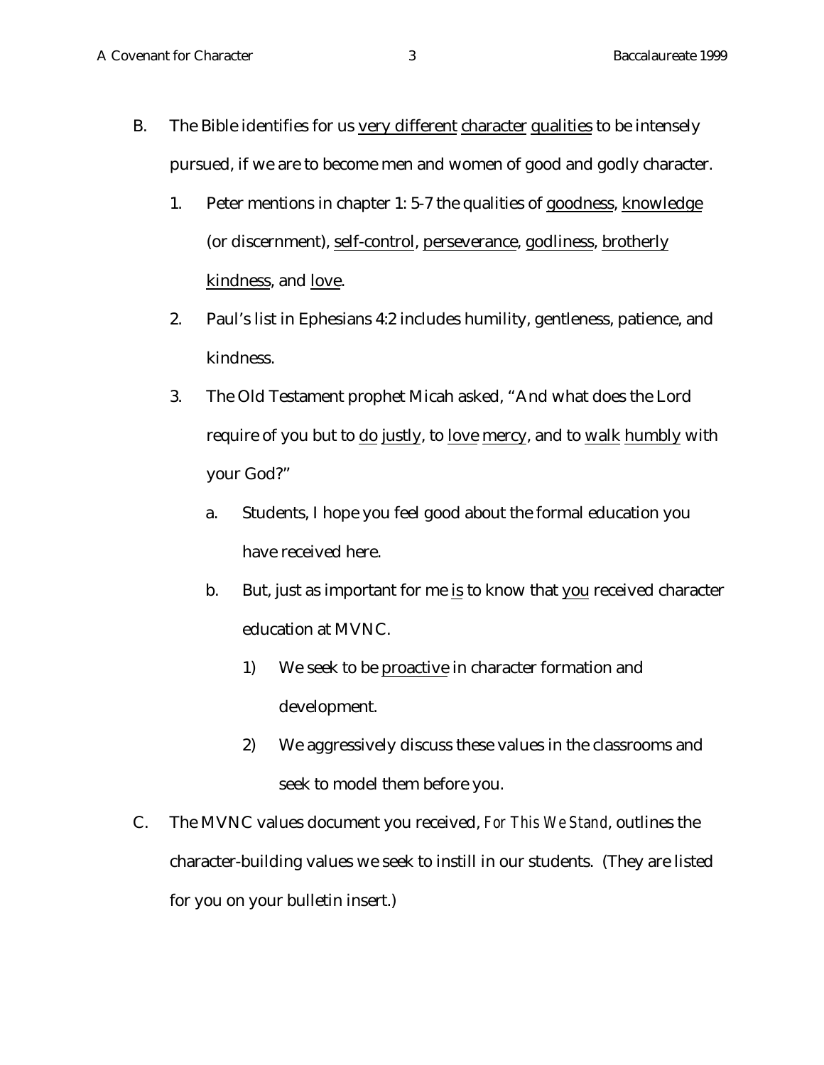B. The Bible identifies for us <u>very different</u> <u>character</u> <u>qualities</u> to be intensely pursued, if we are to become men and women of good and godly character.

   1. Peter mentions in chapter 1: 5-7 the qualities of <u>goodness</u>, <u>knowledge</u> (or discernment), <u>self-control</u>, <u>perseverance</u>, <u>godliness</u>, <u>brotherly kindness</u>, and <u>love</u>.

   2. Paul's list in Ephesians 4:2 includes humility, gentleness, patience, and kindness.

   3. The Old Testament prophet Micah asked, "And what does the Lord require of you but to <u>do</u> <u>justly</u>, to <u>love</u> <u>mercy</u>, and to <u>walk</u> <u>humbly</u> with your God?"

      a. Students, I hope you feel good about the formal education you have received here.

      b. But, just as important for me <u>is</u> to know that <u>you</u> received character education at MVNC.

         1) We seek to be <u>proactive</u> in character formation and development.

         2) We aggressively discuss these values in the classrooms and seek to model them before you.

C. The MVNC values document you received, *For This We Stand*, outlines the character-building values we seek to instill in our students. (They are listed for you on your bulletin insert.)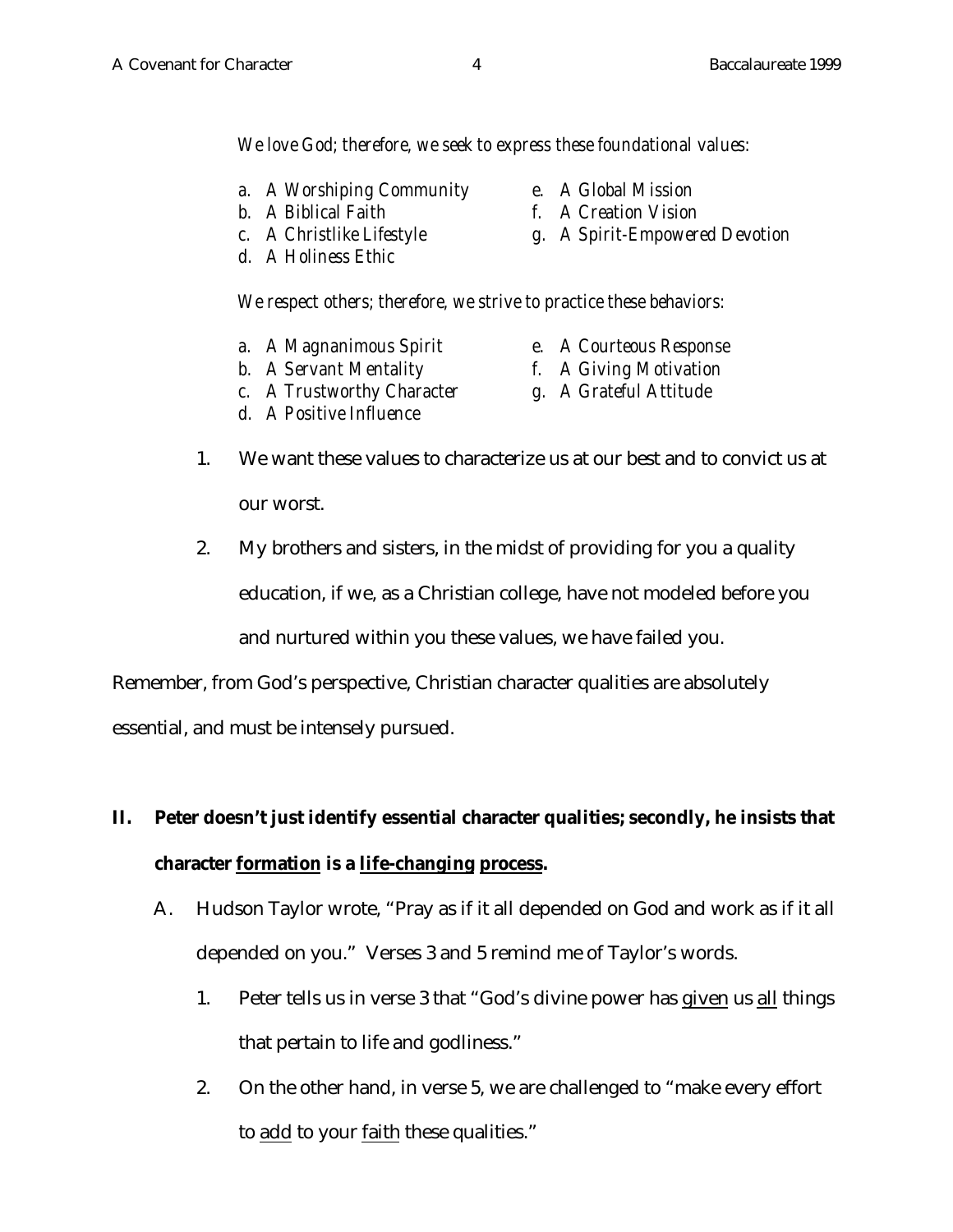*We love God; therefore, we seek to express these foundational values:*

- *a. A Worshiping Community*
- *b. A Biblical Faith*
- *c. A Christlike Lifestyle*
- *d. A Holiness Ethic*
- *e. A Global Mission*
- *f. A Creation Vision*
- *g. A Spirit-Empowered Devotion*

*We respect others; therefore, we strive to practice these behaviors:*

- *a. A Magnanimous Spirit*
- *b. A Servant Mentality*
- *c. A Trustworthy Character*
- *d. A Positive Influence*
- *e. A Courteous Response*
- *f. A Giving Motivation*
- *g. A Grateful Attitude*

1. We want these values to characterize us at our best and to convict us at our worst.
2. My brothers and sisters, in the midst of providing for you a quality education, if we, as a Christian college, have not modeled before you and nurtured within you these values, we have failed you.

Remember, from God's perspective, Christian character qualities are absolutely essential, and must be intensely pursued.

**II. Peter doesn't just identify essential character qualities; secondly, he insists that character <u>formation</u> is a <u>life-changing</u> <u>process</u>.**

A. Hudson Taylor wrote, "Pray as if it all depended on God and work as if it all depended on you." Verses 3 and 5 remind me of Taylor's words.

1. Peter tells us in verse 3 that "God's divine power has <u>given</u> us <u>all</u> things that pertain to life and godliness."
2. On the other hand, in verse 5, we are challenged to "make every effort to <u>add</u> to your <u>faith</u> these qualities."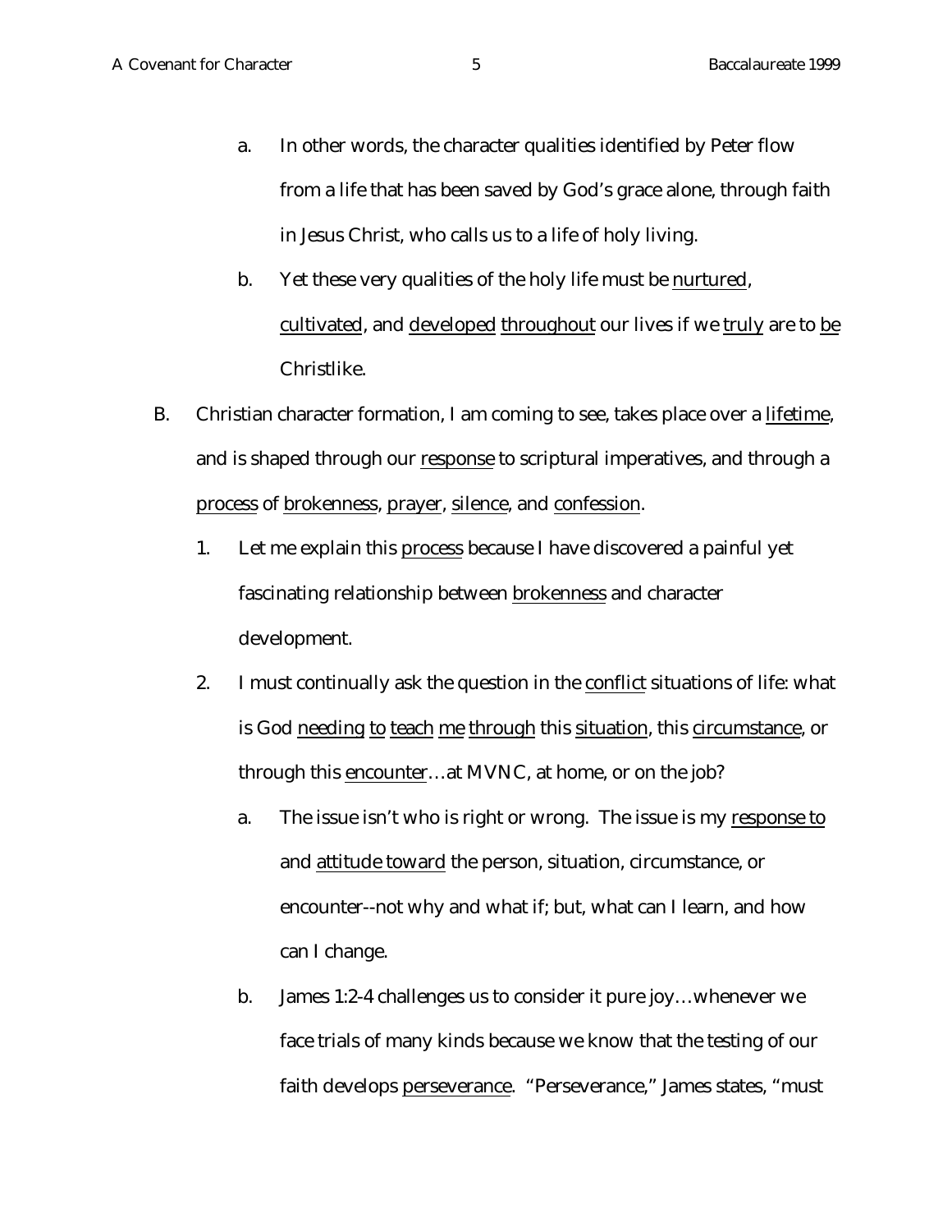a. In other words, the character qualities identified by Peter flow from a life that has been saved by God's grace alone, through faith in Jesus Christ, who calls us to a life of holy living.

   b. Yet these very qualities of the holy life must be <u>nurtured</u>, <u>cultivated</u>, and <u>developed</u> <u>throughout</u> our lives if we <u>truly</u> are to <u>be</u> Christlike.

B. Christian character formation, I am coming to see, takes place over a <u>lifetime</u>, and is shaped through our <u>response</u> to scriptural imperatives, and through a <u>process</u> of <u>brokenness</u>, <u>prayer</u>, <u>silence</u>, and <u>confession</u>.

   1. Let me explain this <u>process</u> because I have discovered a painful yet fascinating relationship between <u>brokenness</u> and character development.

   2. I must continually ask the question in the <u>conflict</u> situations of life: what is God <u>needing</u> <u>to</u> <u>teach</u> <u>me</u> <u>through</u> this <u>situation</u>, this <u>circumstance</u>, or through this <u>encounter</u>…at MVNC, at home, or on the job?

      a. The issue isn't who is right or wrong. The issue is my <u>response to</u> and <u>attitude toward</u> the person, situation, circumstance, or encounter--not why and what if; but, what can I learn, and how can I change.

      b. James 1:2-4 challenges us to consider it pure joy…whenever we face trials of many kinds because we know that the testing of our faith develops <u>perseverance</u>. "Perseverance," James states, "must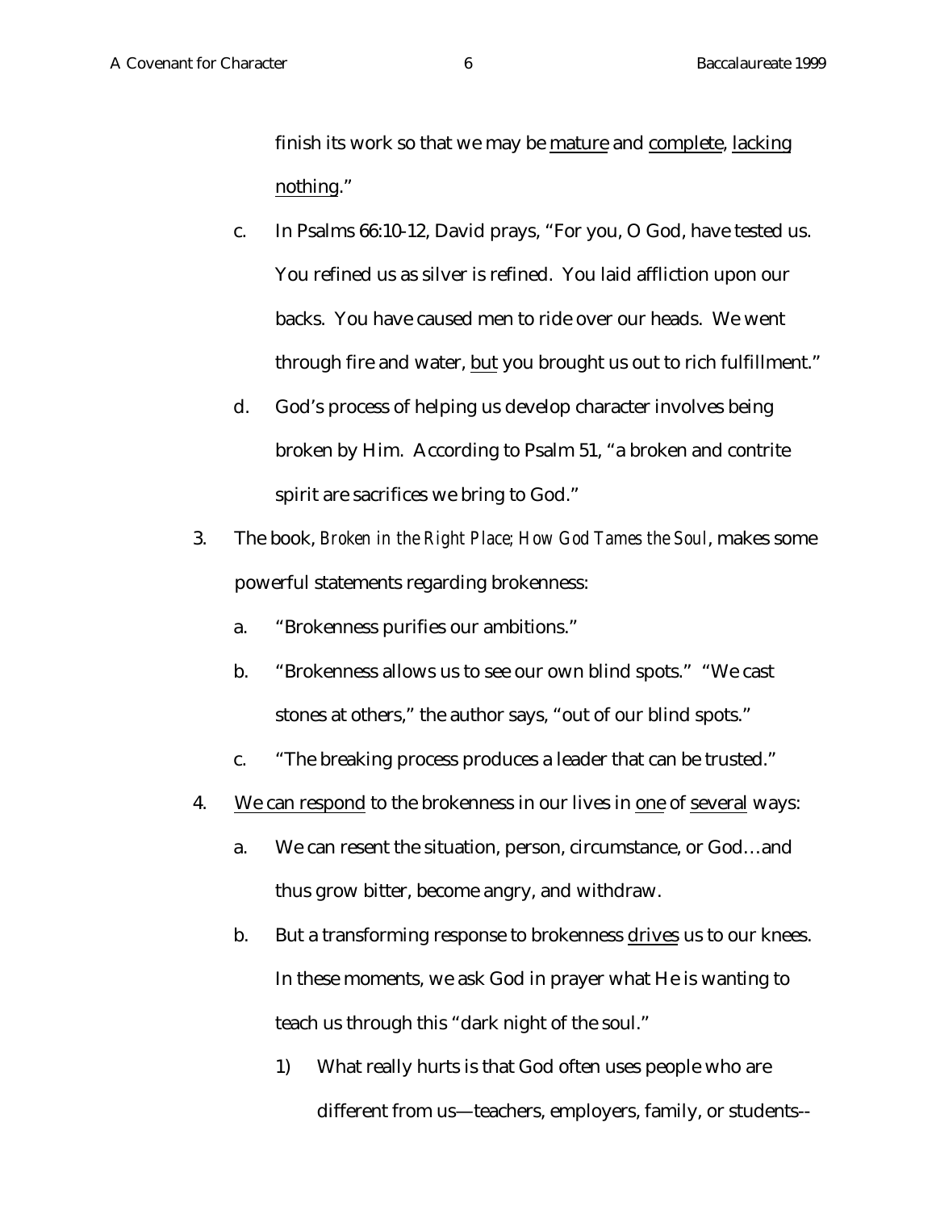finish its work so that we may be <u>mature</u> and <u>complete</u>, <u>lacking nothing</u>."

- c. In Psalms 66:10-12, David prays, "For you, O God, have tested us. You refined us as silver is refined. You laid affliction upon our backs. You have caused men to ride over our heads. We went through fire and water, <u>but</u> you brought us out to rich fulfillment."
- d. God's process of helping us develop character involves being broken by Him. According to Psalm 51, "a broken and contrite spirit are sacrifices we bring to God."

3. The book, *Broken in the Right Place; How God Tames the Soul*, makes some powerful statements regarding brokenness:
   - a. "Brokenness purifies our ambitions."
   - b. "Brokenness allows us to see our own blind spots." "We cast stones at others," the author says, "out of our blind spots."
   - c. "The breaking process produces a leader that can be trusted."
4. <u>We can respond</u> to the brokenness in our lives in <u>one</u> of <u>several</u> ways:
   - a. We can resent the situation, person, circumstance, or God…and thus grow bitter, become angry, and withdraw.
   - b. But a transforming response to brokenness <u>drives</u> us to our knees. In these moments, we ask God in prayer what He is wanting to teach us through this "dark night of the soul."
     - 1) What really hurts is that God often uses people who are different from us—teachers, employers, family, or students--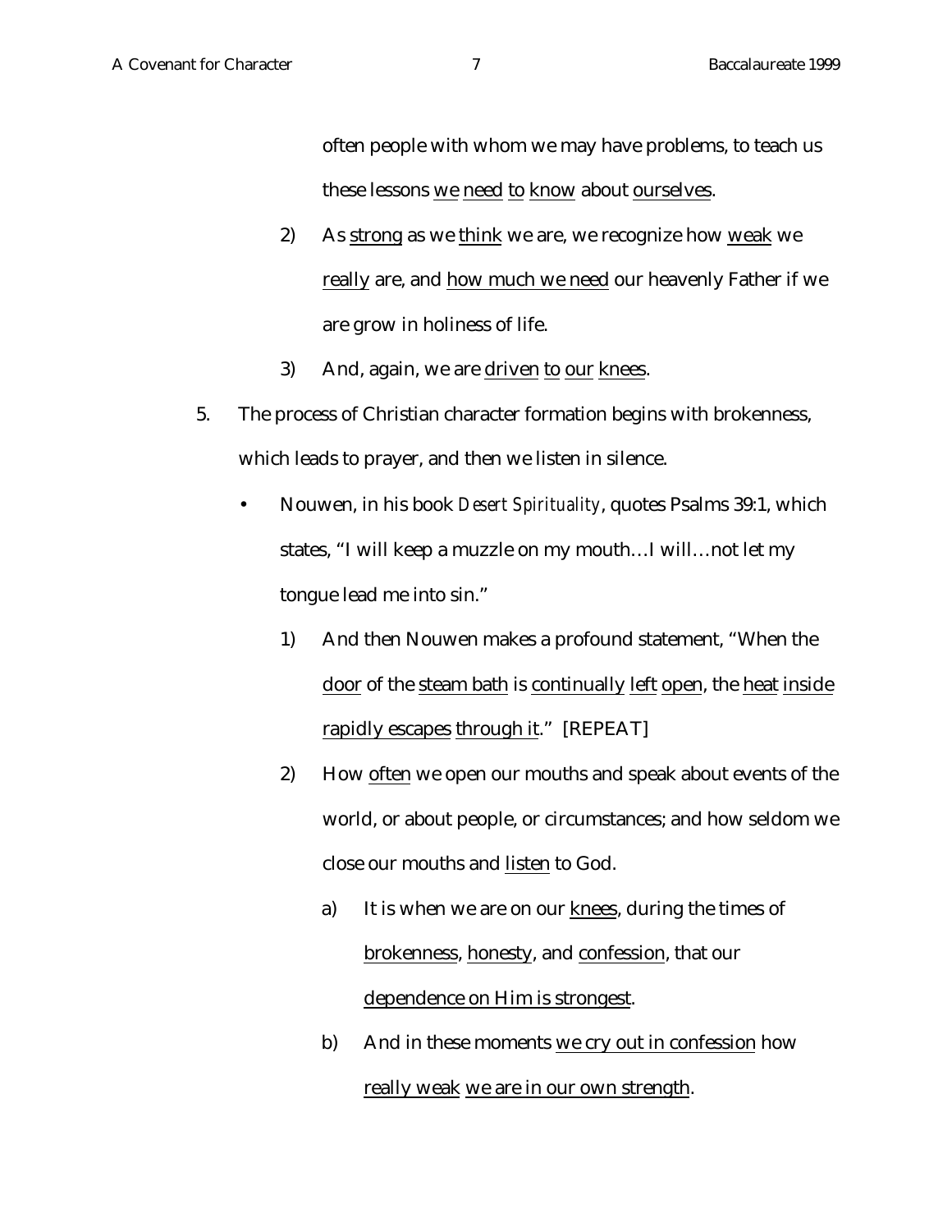often people with whom we may have problems, to teach us these lessons <u>we</u> <u>need</u> <u>to</u> <u>know</u> about <u>ourselves</u>.

2) As <u>strong</u> as we <u>think</u> we are, we recognize how <u>weak</u> we <u>really</u> are, and <u>how much we need</u> our heavenly Father if we are grow in holiness of life.

3) And, again, we are <u>driven</u> <u>to</u> <u>our</u> <u>knees</u>.

5. The process of Christian character formation begins with brokenness, which leads to prayer, and then we listen in silence.

   - Nouwen, in his book *Desert Spirituality*, quotes Psalms 39:1, which states, "I will keep a muzzle on my mouth…I will…not let my tongue lead me into sin."

     1) And then Nouwen makes a profound statement, "When the <u>door</u> of the <u>steam bath</u> is <u>continually</u> <u>left</u> <u>open</u>, the <u>heat</u> <u>inside</u> <u>rapidly escapes</u> <u>through it</u>." [REPEAT]

     2) How <u>often</u> we open our mouths and speak about events of the world, or about people, or circumstances; and how seldom we close our mouths and <u>listen</u> to God.

        a) It is when we are on our <u>knees</u>, during the times of <u>brokenness</u>, <u>honesty</u>, and <u>confession</u>, that our <u>dependence on Him is strongest</u>.

        b) And in these moments <u>we cry out in confession</u> how <u>really weak</u> <u>we are in our own strength</u>.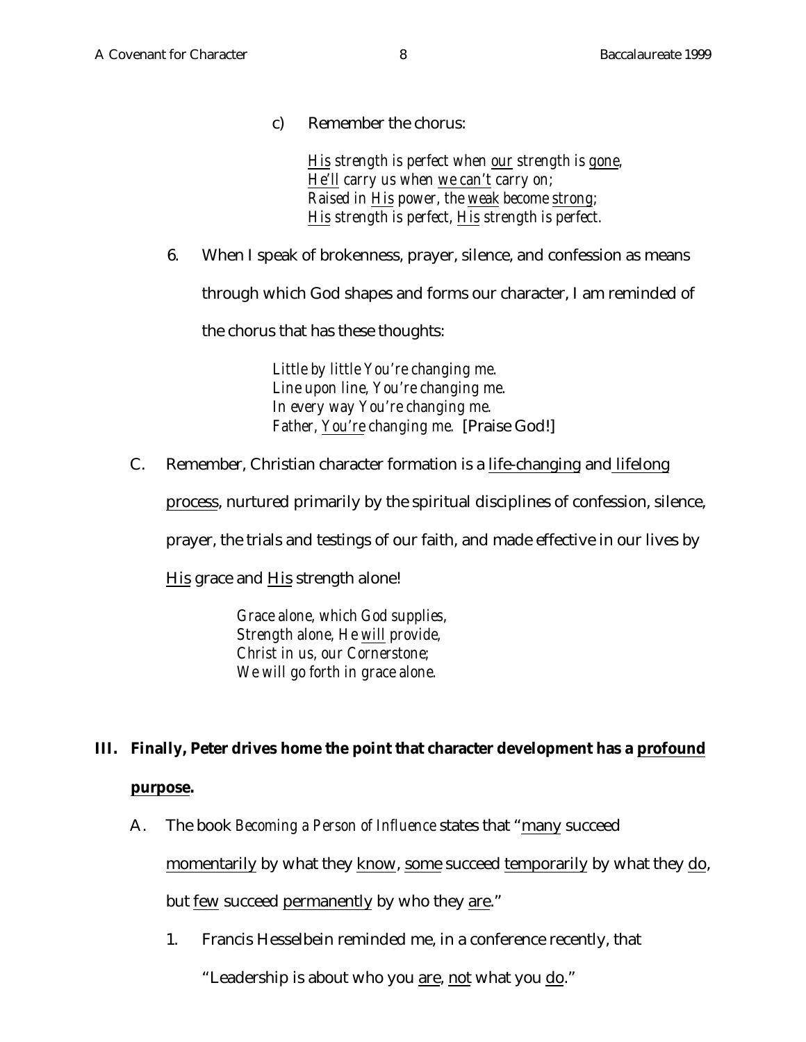c) Remember the chorus:

> *His strength is perfect when our strength is gone,*
> *He'll carry us when we can't carry on;*
> *Raised in His power, the weak become strong;*
> *His strength is perfect, His strength is perfect.*

6. When I speak of brokenness, prayer, silence, and confession as means through which God shapes and forms our character, I am reminded of the chorus that has these thoughts:

> *Little by little You're changing me.*
> *Line upon line, You're changing me.*
> *In every way You're changing me.*
> *Father, You're changing me.* [Praise God!]

C. Remember, Christian character formation is a life-changing and lifelong process, nurtured primarily by the spiritual disciplines of confession, silence, prayer, the trials and testings of our faith, and made effective in our lives by His grace and His strength alone!

> *Grace alone, which God supplies,*
> *Strength alone, He will provide,*
> *Christ in us, our Cornerstone;*
> *We will go forth in grace alone.*

**III. Finally, Peter drives home the point that character development has a profound purpose.**

A. The book *Becoming a Person of Influence* states that "many succeed momentarily by what they know, some succeed temporarily by what they do, but few succeed permanently by who they are."

1. Francis Hesselbein reminded me, in a conference recently, that "Leadership is about who you are, not what you do."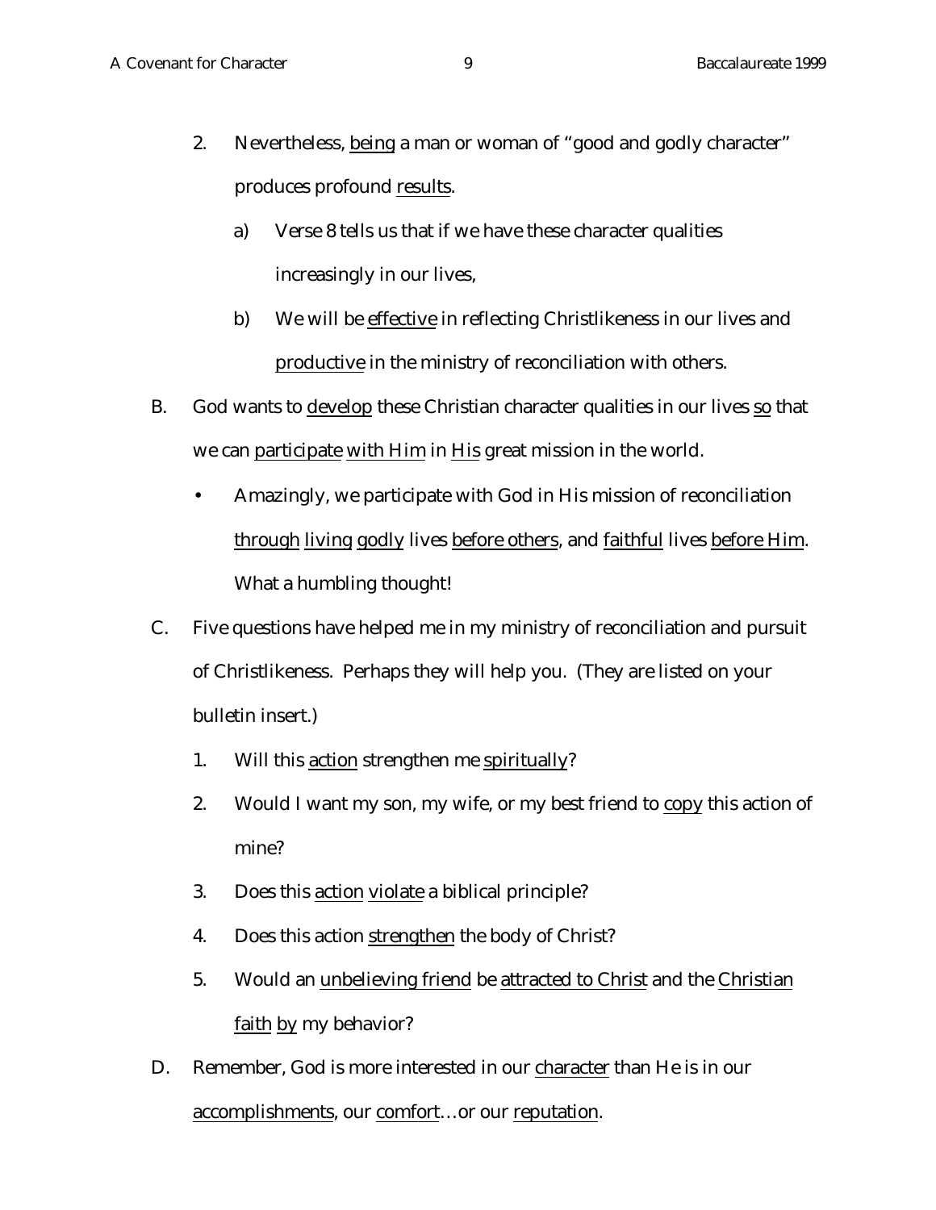2. Nevertheless, <u>being</u> a man or woman of "good and godly character" produces profound <u>results</u>.

    a) Verse 8 tells us that if we have these character qualities increasingly in our lives,

    b) We will be <u>effective</u> in reflecting Christlikeness in our lives and <u>productive</u> in the ministry of reconciliation with others.

B. God wants to <u>develop</u> these Christian character qualities in our lives <u>so</u> that we can <u>participate</u> <u>with Him</u> in <u>His</u> great mission in the world.

- Amazingly, we participate with God in His mission of reconciliation <u>through</u> <u>living</u> <u>godly</u> lives <u>before others</u>, and <u>faithful</u> lives <u>before Him</u>. What a humbling thought!

C. Five questions have helped me in my ministry of reconciliation and pursuit of Christlikeness. Perhaps they will help you. (They are listed on your bulletin insert.)

1. Will this <u>action</u> strengthen me <u>spiritually</u>?
2. Would I want my son, my wife, or my best friend to <u>copy</u> this action of mine?
3. Does this <u>action</u> <u>violate</u> a biblical principle?
4. Does this action <u>strengthen</u> the body of Christ?
5. Would an <u>unbelieving friend</u> be <u>attracted to Christ</u> and the <u>Christian faith</u> <u>by</u> my behavior?

D. Remember, God is more interested in our <u>character</u> than He is in our <u>accomplishments</u>, our <u>comfort</u>…or our <u>reputation</u>.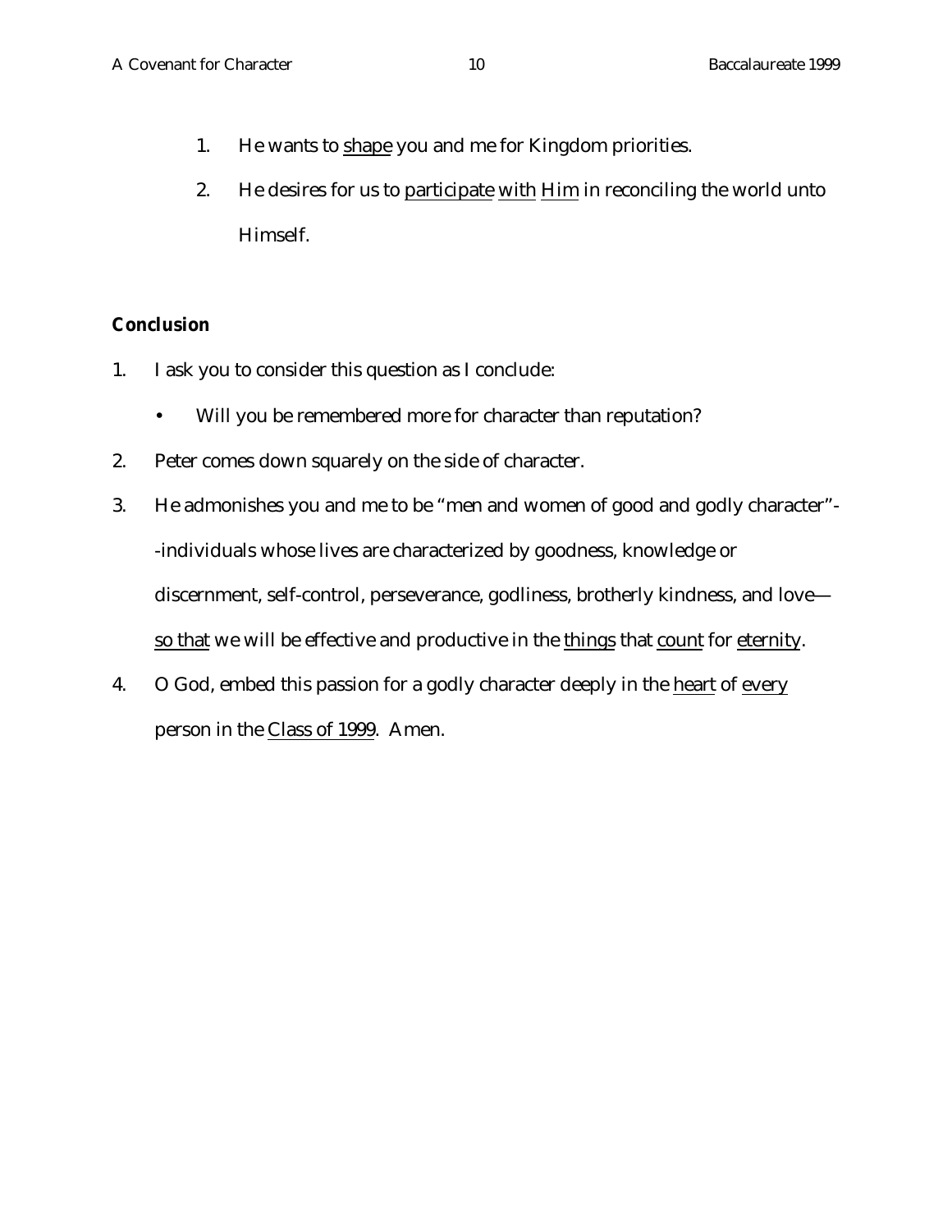1. He wants to <u>shape</u> you and me for Kingdom priorities.
2. He desires for us to <u>participate</u> <u>with</u> <u>Him</u> in reconciling the world unto Himself.

**Conclusion**

1. I ask you to consider this question as I conclude:
   - Will you be remembered more for character than reputation?
2. Peter comes down squarely on the side of character.
3. He admonishes you and me to be "men and women of good and godly character"--individuals whose lives are characterized by goodness, knowledge or discernment, self-control, perseverance, godliness, brotherly kindness, and love—<u>so that</u> we will be effective and productive in the <u>things</u> that <u>count</u> for <u>eternity</u>.
4. O God, embed this passion for a godly character deeply in the <u>heart</u> of <u>every</u> person in the <u>Class of 1999</u>. Amen.